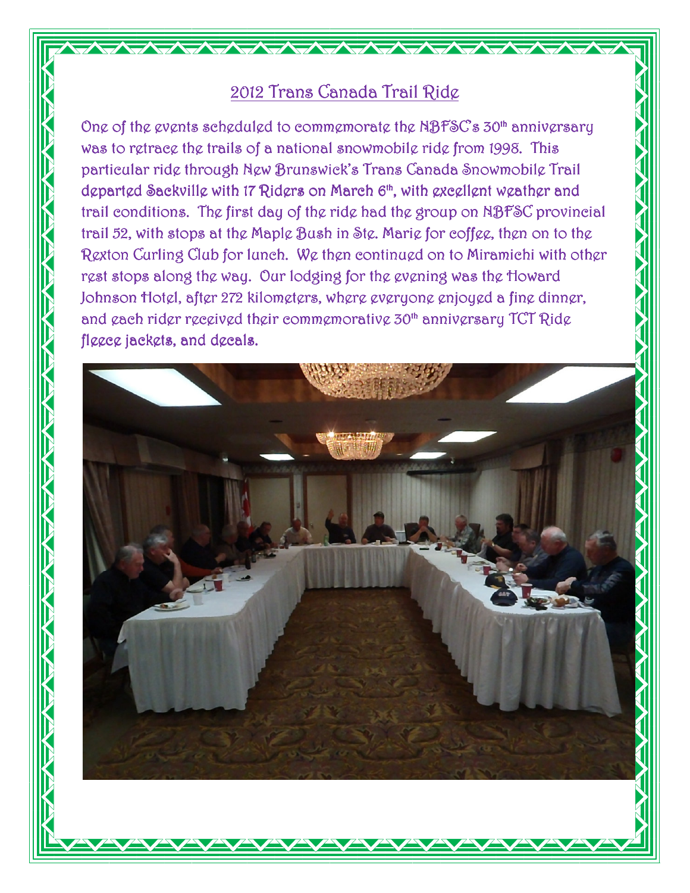## 2012 Trans Canada Trail Ride

One of the events scheduled to commemorate the NBFSC's 30th anniversary was to retrace the trails of a national snowmobile ride from 1998. This particular ride through New Brunswick's Trans Canada Snowmobile Trail departed Sackville with 17 Riders on March 6th, with excellent weather and trail conditions. The first day of the ride had the group on NBFSC provincial trail 52, with stops at the Maple Bush in Ste. Marie for coffee, then on to the Rexton Curling Club for lunch. We then continued on to Miramichi with other rest stops along the way. Our lodging for the evening was the Howard Johnson Hotel, after 272 kilometers, where everyone enjoyed a fine dinner, and each rider received their commemorative 30th anniversary TCT Ride fleece jackets, and decals.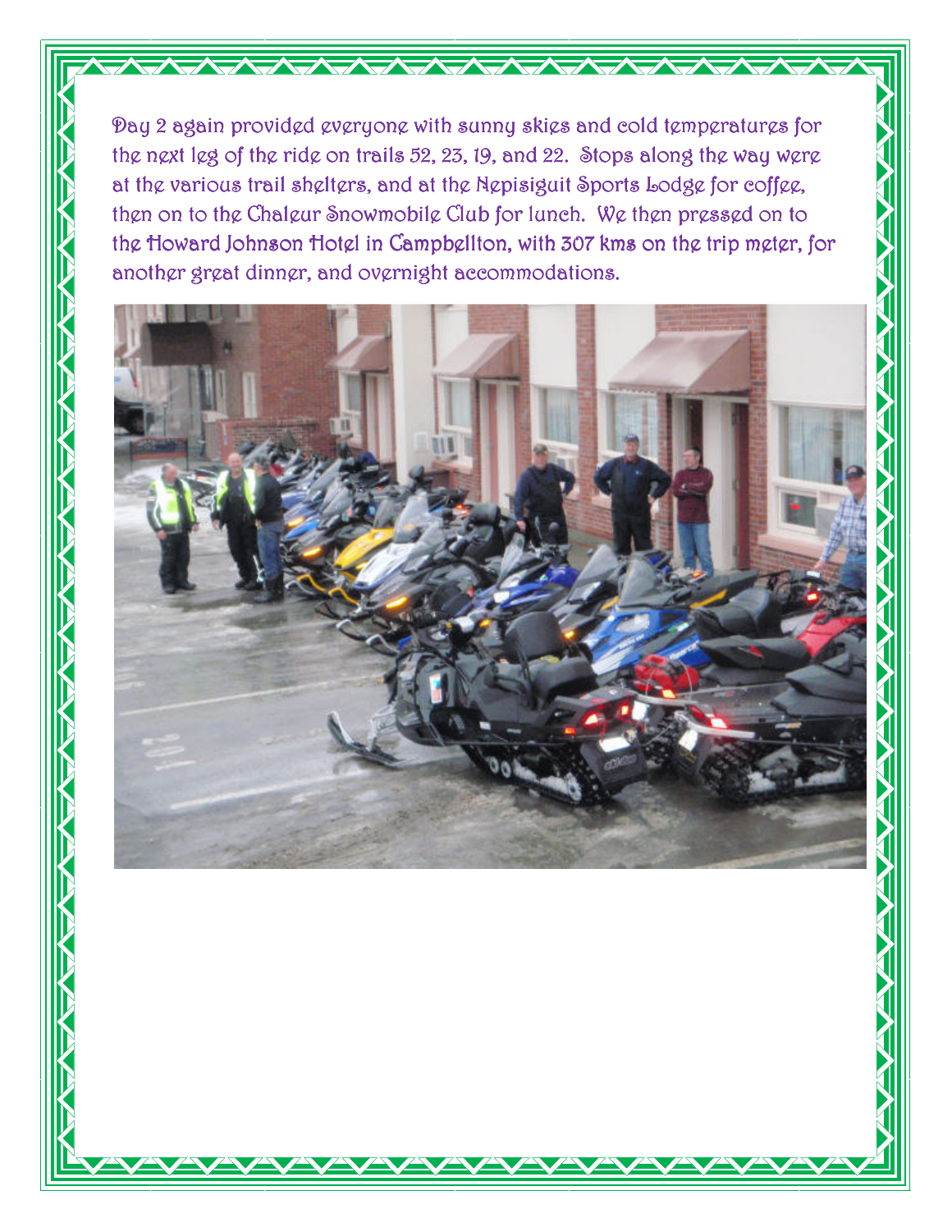Day 2 again provided everyone with sunny skies and cold temperatures for the next leg of the ride on trails 52, 23, 19, and 22. Stops along the way were at the various trail shelters, and at the Nepisiguit Sports Lodge for coffee, then on to the Chaleur Snowmobile Club for lunch. We then pressed on to the Howard Johnson Hotel in Campbellton, with 307 kms on the trip meter, for another great dinner, and overnight accommodations.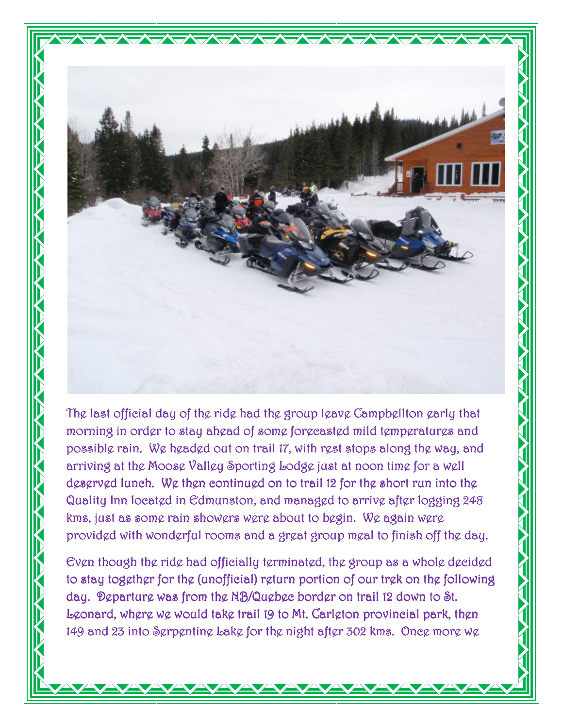The last official day of the ride had the group leave Campbellton early that morning in order to stay ahead of some forecasted mild temperatures and possible rain. We headed out on trail 17, with rest stops along the way, and arriving at the Moose Valley Sporting Lodge just at noon time for a well deserved lunch. We then continued on to trail 12 for the short run into the Quality Inn located in Edmunston, and managed to arrive after logging 248 kms, just as some rain showers were about to begin. We again were provided with wonderful rooms and a great group meal to finish off the day.

Even though the ride had officially terminated, the group as a whole decided to stay together for the (unofficial) return portion of our trek on the following day. Departure was from the NB/Quebec border on trail 12 down to St. Leonard, where we would take trail 19 to Mt. Carleton provincial park, then 149 and 23 into Serpentine Lake for the night after 302 kms. Once more we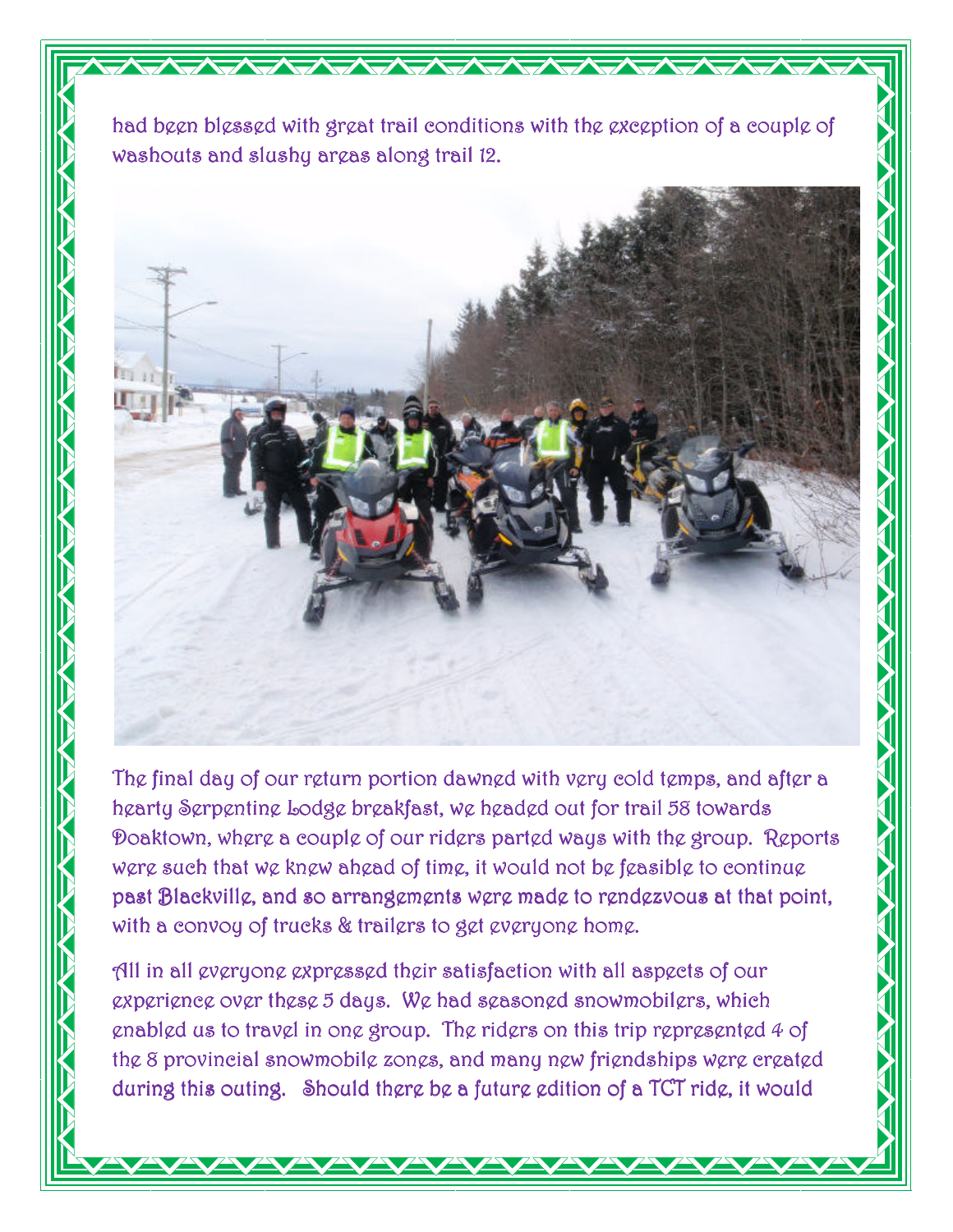had been blessed with great trail conditions with the exception of a couple of washouts and slushy areas along trail 12.

The final day of our return portion dawned with very cold temps, and after a hearty Serpentine Lodge breakfast, we headed out for trail 58 towards Doaktown, where a couple of our riders parted ways with the group. Reports were such that we knew ahead of time, it would not be feasible to continue past Blackville, and so arrangements were made to rendezvous at that point, with a convoy of trucks & trailers to get everyone home.

All in all everyone expressed their satisfaction with all aspects of our experience over these 5 days. We had seasoned snowmobilers, which enabled us to travel in one group. The riders on this trip represented 4 of the 8 provincial snowmobile zones, and many new friendships were created during this outing. Should there be a future edition of a TCT ride, it would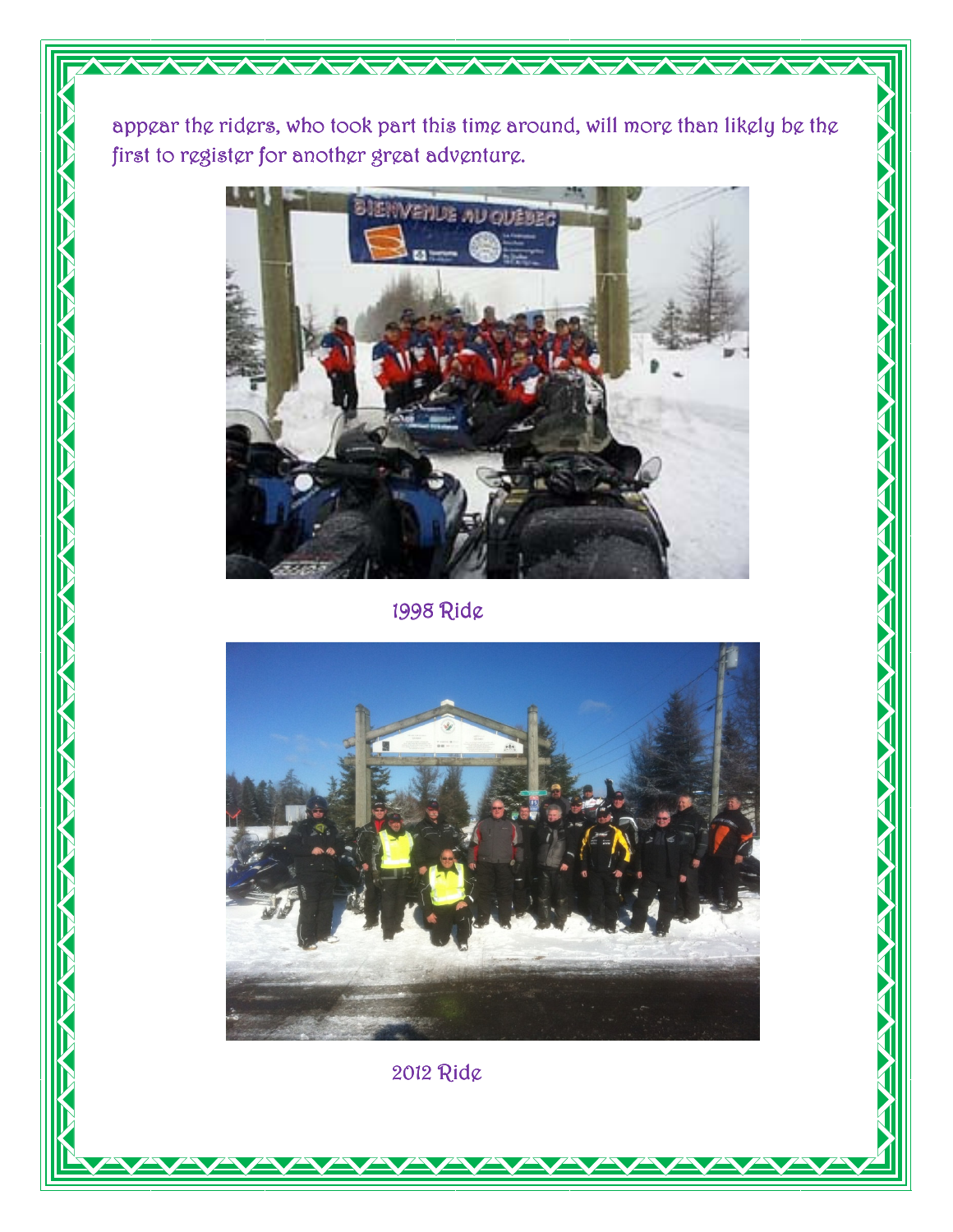appear the riders, who took part this time around, will more than likely be the first to register for another great adventure.

1998 Ride

2012 Ride